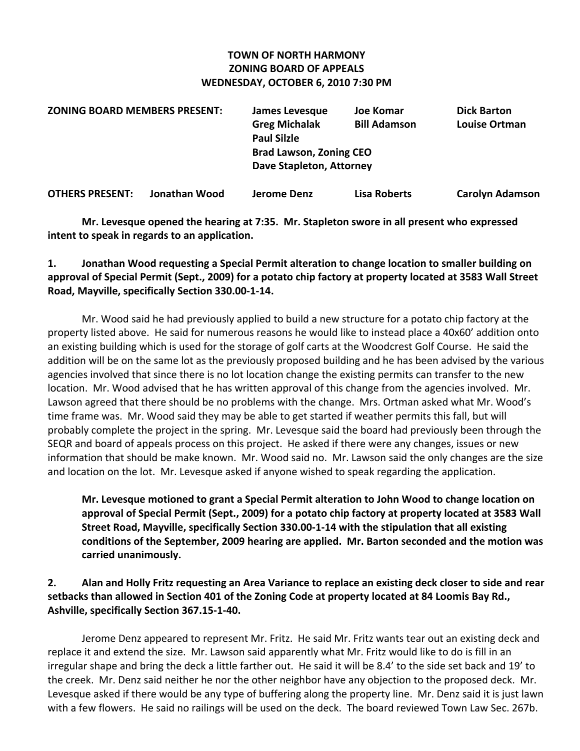**TOWN OF NORTH HARMONY**
**ZONING BOARD OF APPEALS**
**WEDNESDAY, OCTOBER 6, 2010 7:30 PM**

| **ZONING BOARD MEMBERS PRESENT:** | **James Levesque** | **Joe Komar** | **Dick Barton** |
|---|---|---|---|
| | **Greg Michalak** | **Bill Adamson** | **Louise Ortman** |
| | **Paul Silzle** | | |
| | **Brad Lawson, Zoning CEO** | | |
| | **Dave Stapleton, Attorney** | | |

| **OTHERS PRESENT:** | **Jonathan Wood** | **Jerome Denz** | **Lisa Roberts** | **Carolyn Adamson** |
|---|---|---|---|---|

**Mr. Levesque opened the hearing at 7:35. Mr. Stapleton swore in all present who expressed intent to speak in regards to an application.**

**1. Jonathan Wood requesting a Special Permit alteration to change location to smaller building on approval of Special Permit (Sept., 2009) for a potato chip factory at property located at 3583 Wall Street Road, Mayville, specifically Section 330.00-1-14.**

Mr. Wood said he had previously applied to build a new structure for a potato chip factory at the property listed above. He said for numerous reasons he would like to instead place a 40x60' addition onto an existing building which is used for the storage of golf carts at the Woodcrest Golf Course. He said the addition will be on the same lot as the previously proposed building and he has been advised by the various agencies involved that since there is no lot location change the existing permits can transfer to the new location. Mr. Wood advised that he has written approval of this change from the agencies involved. Mr. Lawson agreed that there should be no problems with the change. Mrs. Ortman asked what Mr. Wood's time frame was. Mr. Wood said they may be able to get started if weather permits this fall, but will probably complete the project in the spring. Mr. Levesque said the board had previously been through the SEQR and board of appeals process on this project. He asked if there were any changes, issues or new information that should be make known. Mr. Wood said no. Mr. Lawson said the only changes are the size and location on the lot. Mr. Levesque asked if anyone wished to speak regarding the application.

**Mr. Levesque motioned to grant a Special Permit alteration to John Wood to change location on approval of Special Permit (Sept., 2009) for a potato chip factory at property located at 3583 Wall Street Road, Mayville, specifically Section 330.00-1-14 with the stipulation that all existing conditions of the September, 2009 hearing are applied. Mr. Barton seconded and the motion was carried unanimously.**

**2. Alan and Holly Fritz requesting an Area Variance to replace an existing deck closer to side and rear setbacks than allowed in Section 401 of the Zoning Code at property located at 84 Loomis Bay Rd., Ashville, specifically Section 367.15-1-40.**

Jerome Denz appeared to represent Mr. Fritz. He said Mr. Fritz wants tear out an existing deck and replace it and extend the size. Mr. Lawson said apparently what Mr. Fritz would like to do is fill in an irregular shape and bring the deck a little farther out. He said it will be 8.4' to the side set back and 19' to the creek. Mr. Denz said neither he nor the other neighbor have any objection to the proposed deck. Mr. Levesque asked if there would be any type of buffering along the property line. Mr. Denz said it is just lawn with a few flowers. He said no railings will be used on the deck. The board reviewed Town Law Sec. 267b.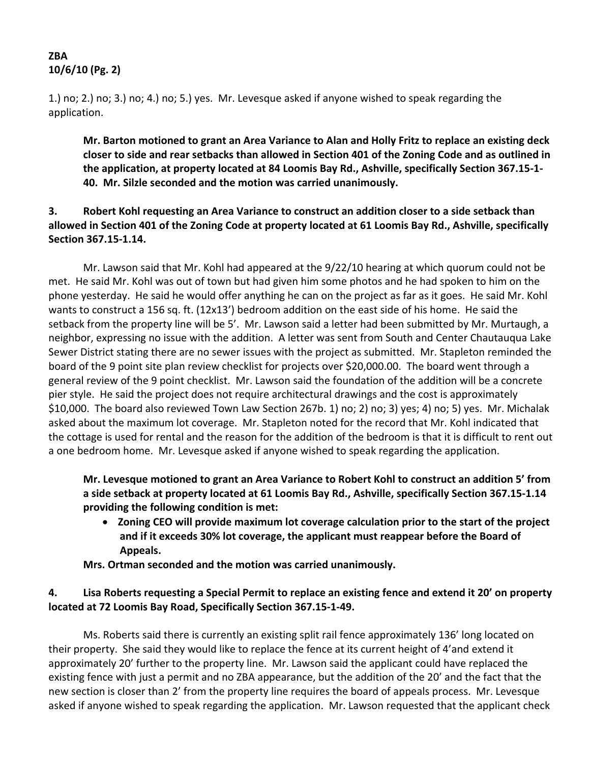1.) no; 2.) no; 3.) no; 4.) no; 5.) yes. Mr. Levesque asked if anyone wished to speak regarding the application.

> **Mr. Barton motioned to grant an Area Variance to Alan and Holly Fritz to replace an existing deck closer to side and rear setbacks than allowed in Section 401 of the Zoning Code and as outlined in the application, at property located at 84 Loomis Bay Rd., Ashville, specifically Section 367.15-1-40. Mr. Silzle seconded and the motion was carried unanimously.**

**3. Robert Kohl requesting an Area Variance to construct an addition closer to a side setback than allowed in Section 401 of the Zoning Code at property located at 61 Loomis Bay Rd., Ashville, specifically Section 367.15-1.14.**

Mr. Lawson said that Mr. Kohl had appeared at the 9/22/10 hearing at which quorum could not be met. He said Mr. Kohl was out of town but had given him some photos and he had spoken to him on the phone yesterday. He said he would offer anything he can on the project as far as it goes. He said Mr. Kohl wants to construct a 156 sq. ft. (12x13') bedroom addition on the east side of his home. He said the setback from the property line will be 5'. Mr. Lawson said a letter had been submitted by Mr. Murtaugh, a neighbor, expressing no issue with the addition. A letter was sent from South and Center Chautauqua Lake Sewer District stating there are no sewer issues with the project as submitted. Mr. Stapleton reminded the board of the 9 point site plan review checklist for projects over $20,000.00. The board went through a general review of the 9 point checklist. Mr. Lawson said the foundation of the addition will be a concrete pier style. He said the project does not require architectural drawings and the cost is approximately $10,000. The board also reviewed Town Law Section 267b. 1) no; 2) no; 3) yes; 4) no; 5) yes. Mr. Michalak asked about the maximum lot coverage. Mr. Stapleton noted for the record that Mr. Kohl indicated that the cottage is used for rental and the reason for the addition of the bedroom is that it is difficult to rent out a one bedroom home. Mr. Levesque asked if anyone wished to speak regarding the application.

> **Mr. Levesque motioned to grant an Area Variance to Robert Kohl to construct an addition 5' from a side setback at property located at 61 Loomis Bay Rd., Ashville, specifically Section 367.15-1.14 providing the following condition is met:**
>
> - **Zoning CEO will provide maximum lot coverage calculation prior to the start of the project and if it exceeds 30% lot coverage, the applicant must reappear before the Board of Appeals.**
>
> **Mrs. Ortman seconded and the motion was carried unanimously.**

**4. Lisa Roberts requesting a Special Permit to replace an existing fence and extend it 20' on property located at 72 Loomis Bay Road, Specifically Section 367.15-1-49.**

Ms. Roberts said there is currently an existing split rail fence approximately 136' long located on their property. She said they would like to replace the fence at its current height of 4'and extend it approximately 20' further to the property line. Mr. Lawson said the applicant could have replaced the existing fence with just a permit and no ZBA appearance, but the addition of the 20' and the fact that the new section is closer than 2' from the property line requires the board of appeals process. Mr. Levesque asked if anyone wished to speak regarding the application. Mr. Lawson requested that the applicant check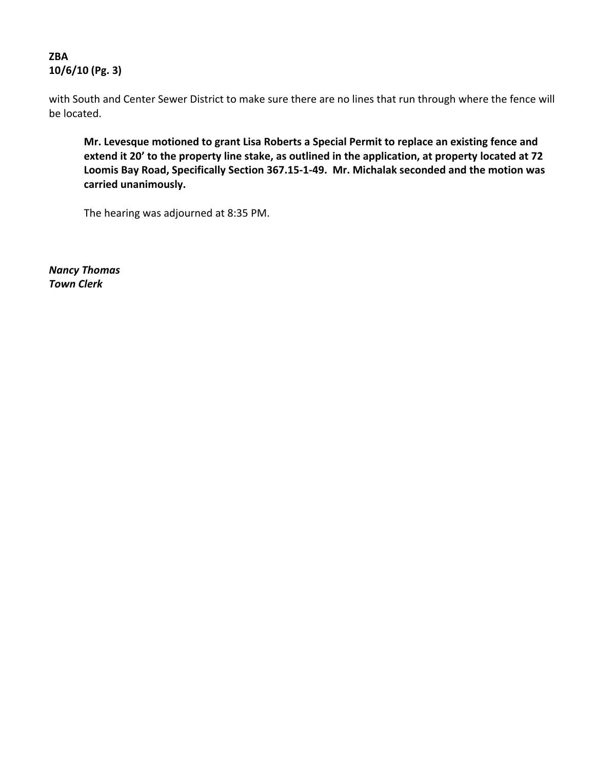with South and Center Sewer District to make sure there are no lines that run through where the fence will be located.

**Mr. Levesque motioned to grant Lisa Roberts a Special Permit to replace an existing fence and extend it 20' to the property line stake, as outlined in the application, at property located at 72 Loomis Bay Road, Specifically Section 367.15-1-49. Mr. Michalak seconded and the motion was carried unanimously.**

The hearing was adjourned at 8:35 PM.

***Nancy Thomas***
***Town Clerk***